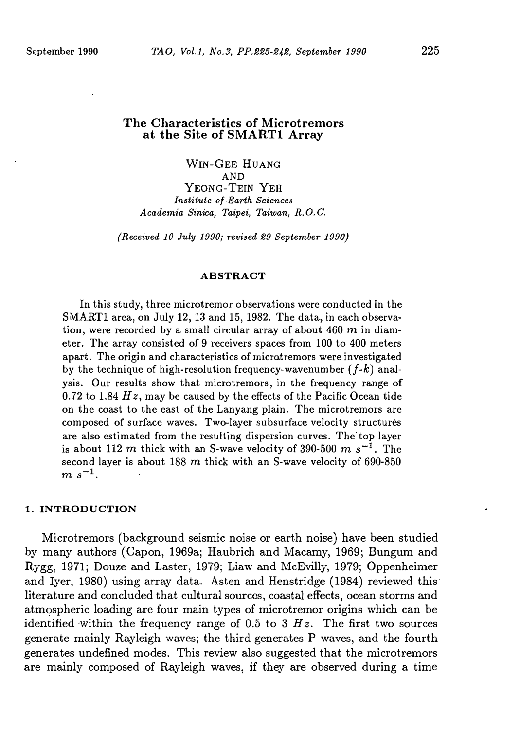# The Characteristics of Microtremors at the Site of SMART1 Array

WIN-GEE HUANG
AND
YEONG-TEIN YEH

*Institute of Earth Sciences*
*Academia Sinica, Taipei, Taiwan, R.O.C.*

*(Received 10 July 1990; revised 29 September 1990)*

## ABSTRACT

In this study, three microtremor observations were conducted in the SMART1 area, on July 12, 13 and 15, 1982. The data, in each observation, were recorded by a small circular array of about 460 $m$ in diameter. The array consisted of 9 receivers spaces from 100 to 400 meters apart. The origin and characteristics of microtremors were investigated by the technique of high-resolution frequency-wavenumber ($f$-$k$) analysis. Our results show that microtremors, in the frequency range of 0.72 to 1.84 $Hz$, may be caused by the effects of the Pacific Ocean tide on the coast to the east of the Lanyang plain. The microtremors are composed of surface waves. Two-layer subsurface velocity structures are also estimated from the resulting dispersion curves. The top layer is about 112 $m$ thick with an S-wave velocity of 390-500 $m\ s^{-1}$. The second layer is about 188 $m$ thick with an S-wave velocity of 690-850 $m\ s^{-1}$.

## 1. INTRODUCTION

Microtremors (background seismic noise or earth noise) have been studied by many authors (Capon, 1969a; Haubrich and Macamy, 1969; Bungum and Rygg, 1971; Douze and Laster, 1979; Liaw and McEvilly, 1979; Oppenheimer and Iyer, 1980) using array data. Asten and Henstridge (1984) reviewed this literature and concluded that cultural sources, coastal effects, ocean storms and atmospheric loading are four main types of microtremor origins which can be identified within the frequency range of 0.5 to 3 $Hz$. The first two sources generate mainly Rayleigh waves; the third generates P waves, and the fourth generates undefined modes. This review also suggested that the microtremors are mainly composed of Rayleigh waves, if they are observed during a time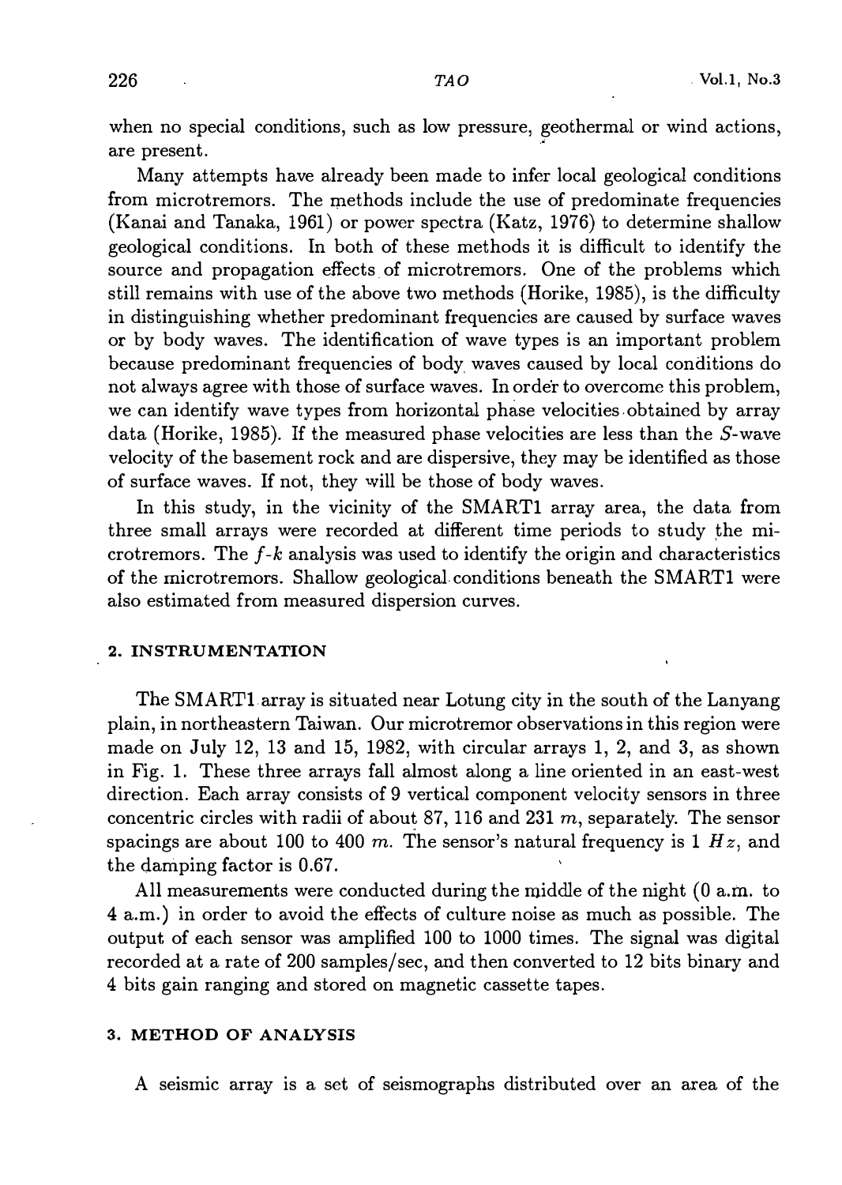when no special conditions, such as low pressure, geothermal or wind actions, are present.

Many attempts have already been made to infer local geological conditions from microtremors. The methods include the use of predominate frequencies (Kanai and Tanaka, 1961) or power spectra (Katz, 1976) to determine shallow geological conditions. In both of these methods it is difficult to identify the source and propagation effects of microtremors. One of the problems which still remains with use of the above two methods (Horike, 1985), is the difficulty in distinguishing whether predominant frequencies are caused by surface waves or by body waves. The identification of wave types is an important problem because predominant frequencies of body waves caused by local conditions do not always agree with those of surface waves. In order to overcome this problem, we can identify wave types from horizontal phase velocities obtained by array data (Horike, 1985). If the measured phase velocities are less than the *S*-wave velocity of the basement rock and are dispersive, they may be identified as those of surface waves. If not, they will be those of body waves.

In this study, in the vicinity of the SMART1 array area, the data from three small arrays were recorded at different time periods to study the microtremors. The *f*-*k* analysis was used to identify the origin and characteristics of the microtremors. Shallow geological conditions beneath the SMART1 were also estimated from measured dispersion curves.

## 2. INSTRUMENTATION

The SMART1 array is situated near Lotung city in the south of the Lanyang plain, in northeastern Taiwan. Our microtremor observations in this region were made on July 12, 13 and 15, 1982, with circular arrays 1, 2, and 3, as shown in Fig. 1. These three arrays fall almost along a line oriented in an east-west direction. Each array consists of 9 vertical component velocity sensors in three concentric circles with radii of about 87, 116 and 231 $m$, separately. The sensor spacings are about 100 to 400 $m$. The sensor's natural frequency is 1 $Hz$, and the damping factor is 0.67.

All measurements were conducted during the middle of the night (0 a.m. to 4 a.m.) in order to avoid the effects of culture noise as much as possible. The output of each sensor was amplified 100 to 1000 times. The signal was digital recorded at a rate of 200 samples/sec, and then converted to 12 bits binary and 4 bits gain ranging and stored on magnetic cassette tapes.

## 3. METHOD OF ANALYSIS

A seismic array is a set of seismographs distributed over an area of the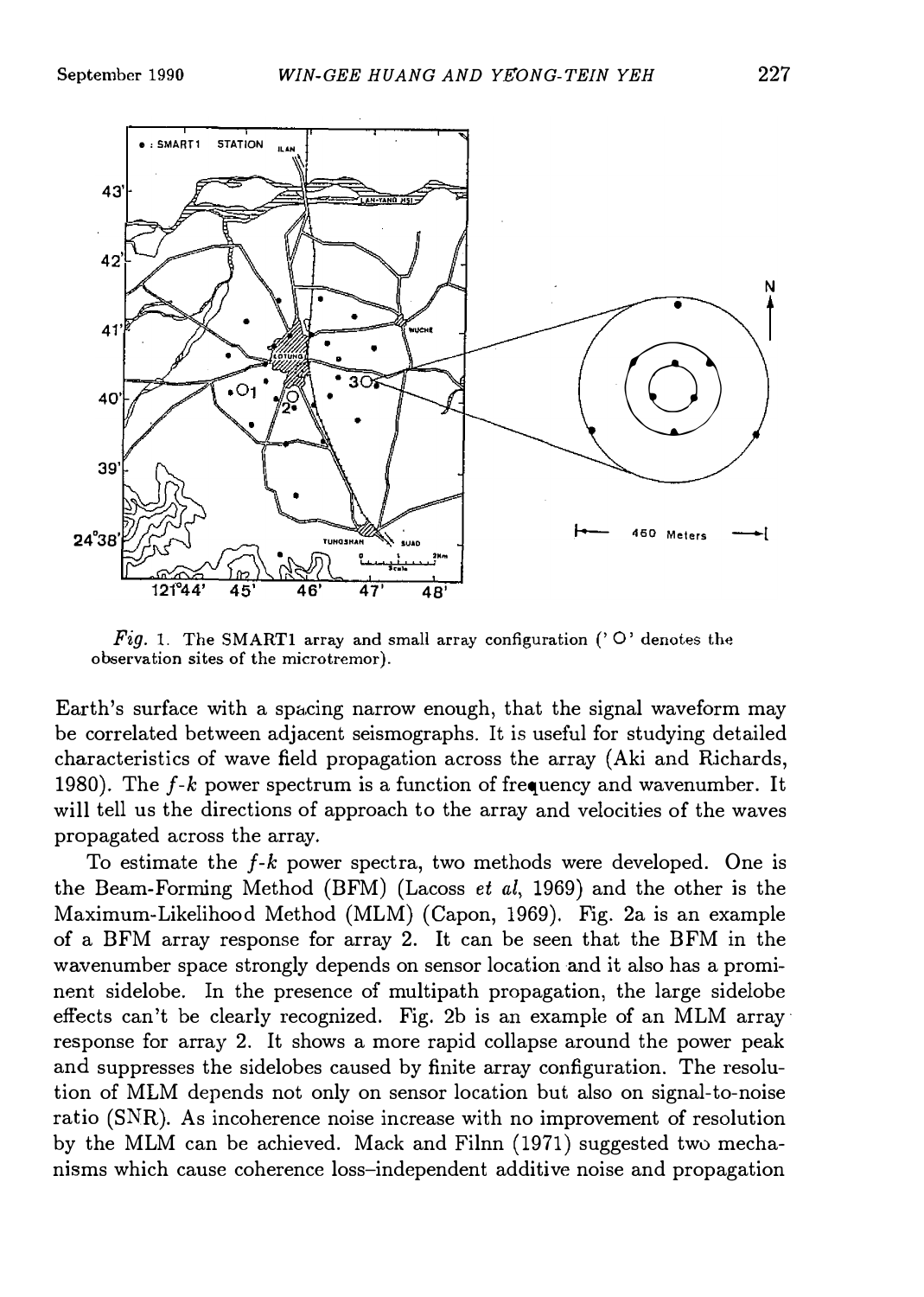*Fig.* 1. The SMART1 array and small array configuration (' O ' denotes the observation sites of the microtremor).

Earth's surface with a spacing narrow enough, that the signal waveform may be correlated between adjacent seismographs. It is useful for studying detailed characteristics of wave field propagation across the array (Aki and Richards, 1980). The *f*-*k* power spectrum is a function of frequency and wavenumber. It will tell us the directions of approach to the array and velocities of the waves propagated across the array.

To estimate the *f*-*k* power spectra, two methods were developed. One is the Beam-Forming Method (BFM) (Lacoss *et al*, 1969) and the other is the Maximum-Likelihood Method (MLM) (Capon, 1969). Fig. 2a is an example of a BFM array response for array 2. It can be seen that the BFM in the wavenumber space strongly depends on sensor location and it also has a prominent sidelobe. In the presence of multipath propagation, the large sidelobe effects can't be clearly recognized. Fig. 2b is an example of an MLM array response for array 2. It shows a more rapid collapse around the power peak and suppresses the sidelobes caused by finite array configuration. The resolution of MLM depends not only on sensor location but also on signal-to-noise ratio (SNR). As incoherence noise increase with no improvement of resolution by the MLM can be achieved. Mack and Filnn (1971) suggested two mechanisms which cause coherence loss–independent additive noise and propagation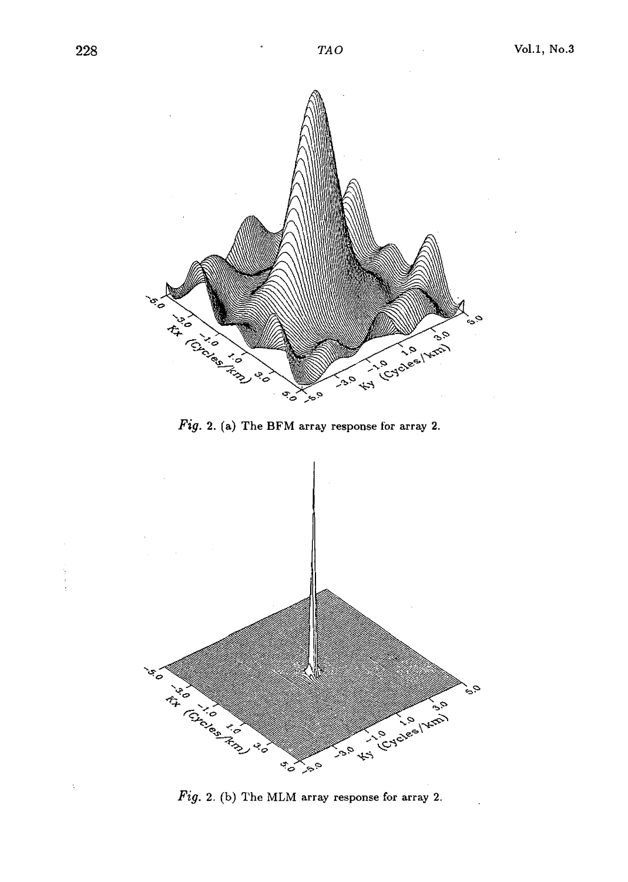*Fig.* 2. (a) The BFM array response for array 2.

*Fig.* 2. (b) The MLM array response for array 2.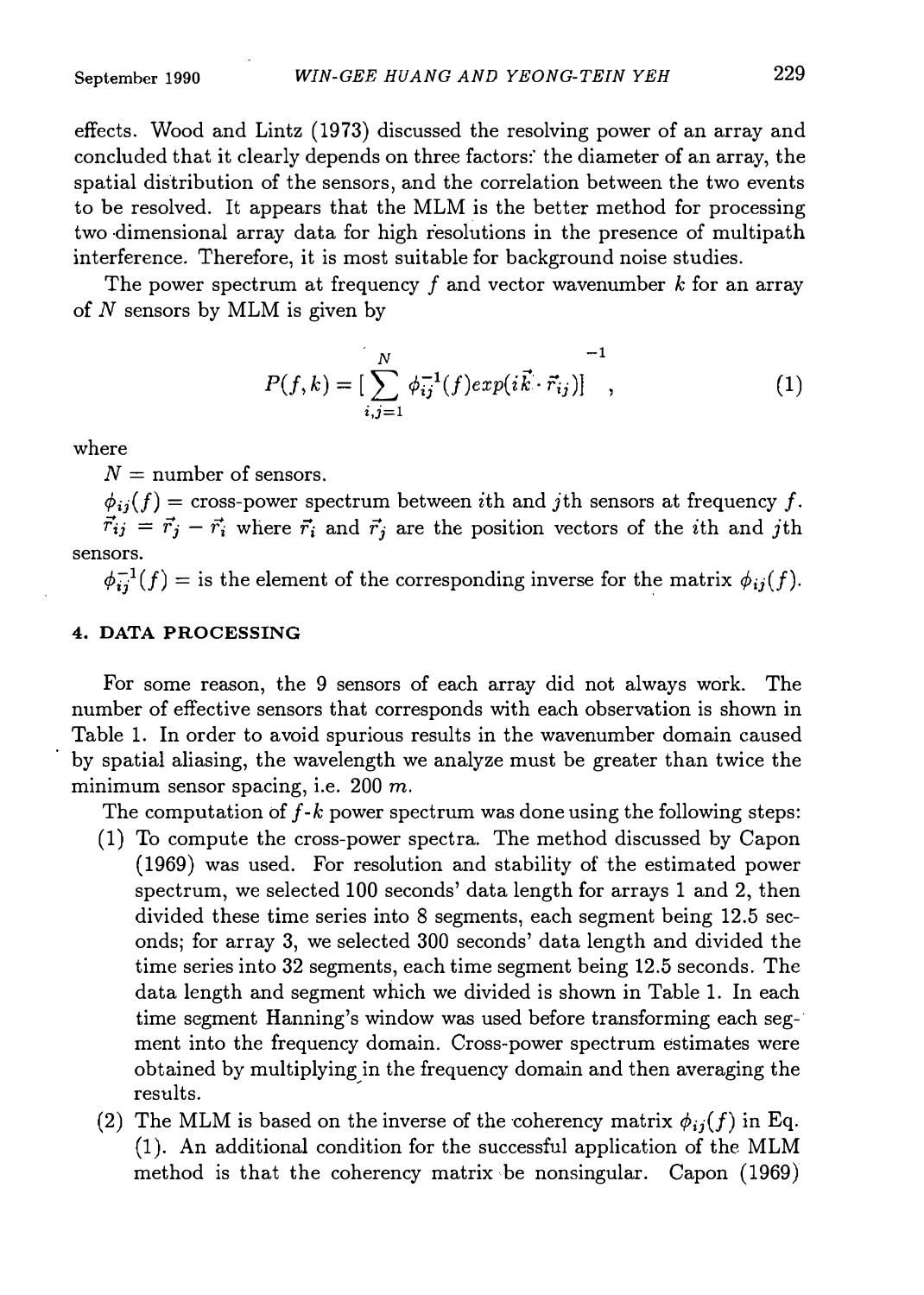effects. Wood and Lintz (1973) discussed the resolving power of an array and concluded that it clearly depends on three factors: the diameter of an array, the spatial distribution of the sensors, and the correlation between the two events to be resolved. It appears that the MLM is the better method for processing two dimensional array data for high resolutions in the presence of multipath interference. Therefore, it is most suitable for background noise studies.

The power spectrum at frequency $f$ and vector wavenumber $k$ for an array of $N$ sensors by MLM is given by

$$P(f,k) = \left[ \sum_{i,j=1}^{N} \phi_{ij}^{-1}(f) exp(i\vec{k} \cdot \vec{r}_{ij}) \right]^{-1}, \tag{1}$$

where

$N$ = number of sensors.

$\phi_{ij}(f)$ = cross-power spectrum between $i$th and $j$th sensors at frequency $f$.

$\vec{r}_{ij} = \vec{r}_j - \vec{r}_i$ where $\vec{r}_i$ and $\vec{r}_j$ are the position vectors of the $i$th and $j$th sensors.

$\phi_{ij}^{-1}(f)$ = is the element of the corresponding inverse for the matrix $\phi_{ij}(f)$.

#### 4. DATA PROCESSING

For some reason, the 9 sensors of each array did not always work. The number of effective sensors that corresponds with each observation is shown in Table 1. In order to avoid spurious results in the wavenumber domain caused by spatial aliasing, the wavelength we analyze must be greater than twice the minimum sensor spacing, i.e. 200 $m$.

The computation of $f$-$k$ power spectrum was done using the following steps:

1. To compute the cross-power spectra. The method discussed by Capon (1969) was used. For resolution and stability of the estimated power spectrum, we selected 100 seconds' data length for arrays 1 and 2, then divided these time series into 8 segments, each segment being 12.5 seconds; for array 3, we selected 300 seconds' data length and divided the time series into 32 segments, each time segment being 12.5 seconds. The data length and segment which we divided is shown in Table 1. In each time segment Hanning's window was used before transforming each segment into the frequency domain. Cross-power spectrum estimates were obtained by multiplying in the frequency domain and then averaging the results.
2. The MLM is based on the inverse of the coherency matrix $\phi_{ij}(f)$ in Eq. (1). An additional condition for the successful application of the MLM method is that the coherency matrix be nonsingular. Capon (1969)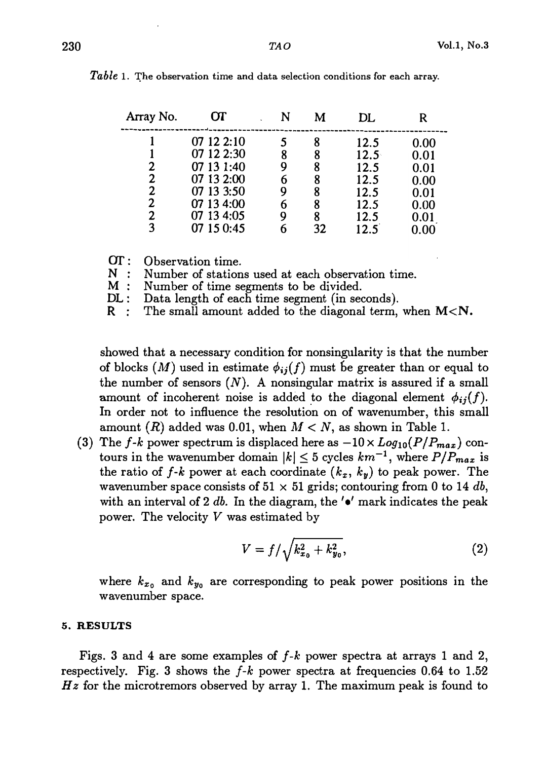*Table* 1. The observation time and data selection conditions for each array.

| Array No. | OT | N | M | DL | R |
|---|---|---|---|---|---|
| 1 | 07 12 2:10 | 5 | 8 | 12.5 | 0.00 |
| 1 | 07 12 2:30 | 8 | 8 | 12.5 | 0.01 |
| 2 | 07 13 1:40 | 9 | 8 | 12.5 | 0.01 |
| 2 | 07 13 2:00 | 6 | 8 | 12.5 | 0.00 |
| 2 | 07 13 3:50 | 9 | 8 | 12.5 | 0.01 |
| 2 | 07 13 4:00 | 6 | 8 | 12.5 | 0.00 |
| 2 | 07 13 4:05 | 9 | 8 | 12.5 | 0.01 |
| 3 | 07 15 0:45 | 6 | 32 | 12.5 | 0.00 |

OT : Observation time.
N : Number of stations used at each observation time.
M : Number of time segments to be divided.
DL : Data length of each time segment (in seconds).
R : The small amount added to the diagonal term, when **M<N**.

showed that a necessary condition for nonsingularity is that the number of blocks ($M$) used in estimate $\phi_{ij}(f)$ must be greater than or equal to the number of sensors ($N$). A nonsingular matrix is assured if a small amount of incoherent noise is added to the diagonal element $\phi_{ij}(f)$. In order not to influence the resolution on of wavenumber, this small amount ($R$) added was 0.01, when $M < N$, as shown in Table 1.

(3) The $f$-$k$ power spectrum is displaced here as $-10 \times Log_{10}(P/P_{max})$ contours in the wavenumber domain $|k| \leq 5$ cycles $km^{-1}$, where $P/P_{max}$ is the ratio of $f$-$k$ power at each coordinate ($k_x$, $k_y$) to peak power. The wavenumber space consists of 51 × 51 grids; contouring from 0 to 14 $db$, with an interval of 2 $db$. In the diagram, the '•' mark indicates the peak power. The velocity $V$ was estimated by

$$V = f/\sqrt{k_{x_0}^2 + k_{y_0}^2}, \tag{2}$$

where $k_{x_0}$ and $k_{y_0}$ are corresponding to peak power positions in the wavenumber space.

## 5. RESULTS

Figs. 3 and 4 are some examples of $f$-$k$ power spectra at arrays 1 and 2, respectively. Fig. 3 shows the $f$-$k$ power spectra at frequencies 0.64 to 1.52 $Hz$ for the microtremors observed by array 1. The maximum peak is found to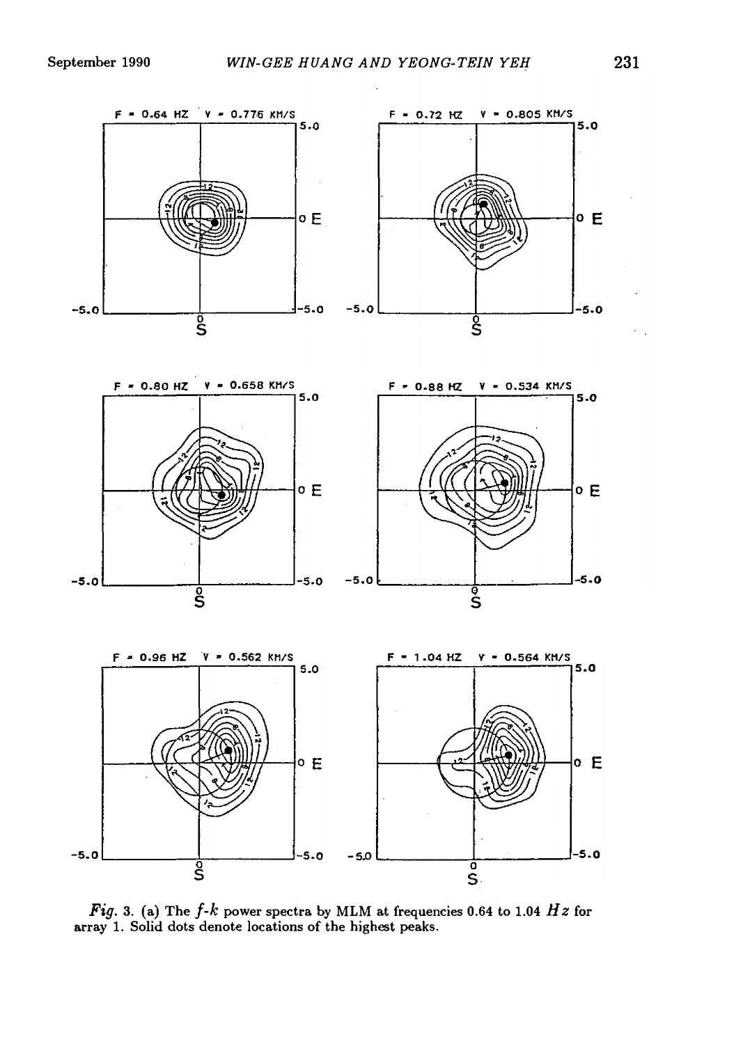*Fig*. 3. (a) The $f$-$k$ power spectra by MLM at frequencies 0.64 to 1.04 $Hz$ for array 1. Solid dots denote locations of the highest peaks.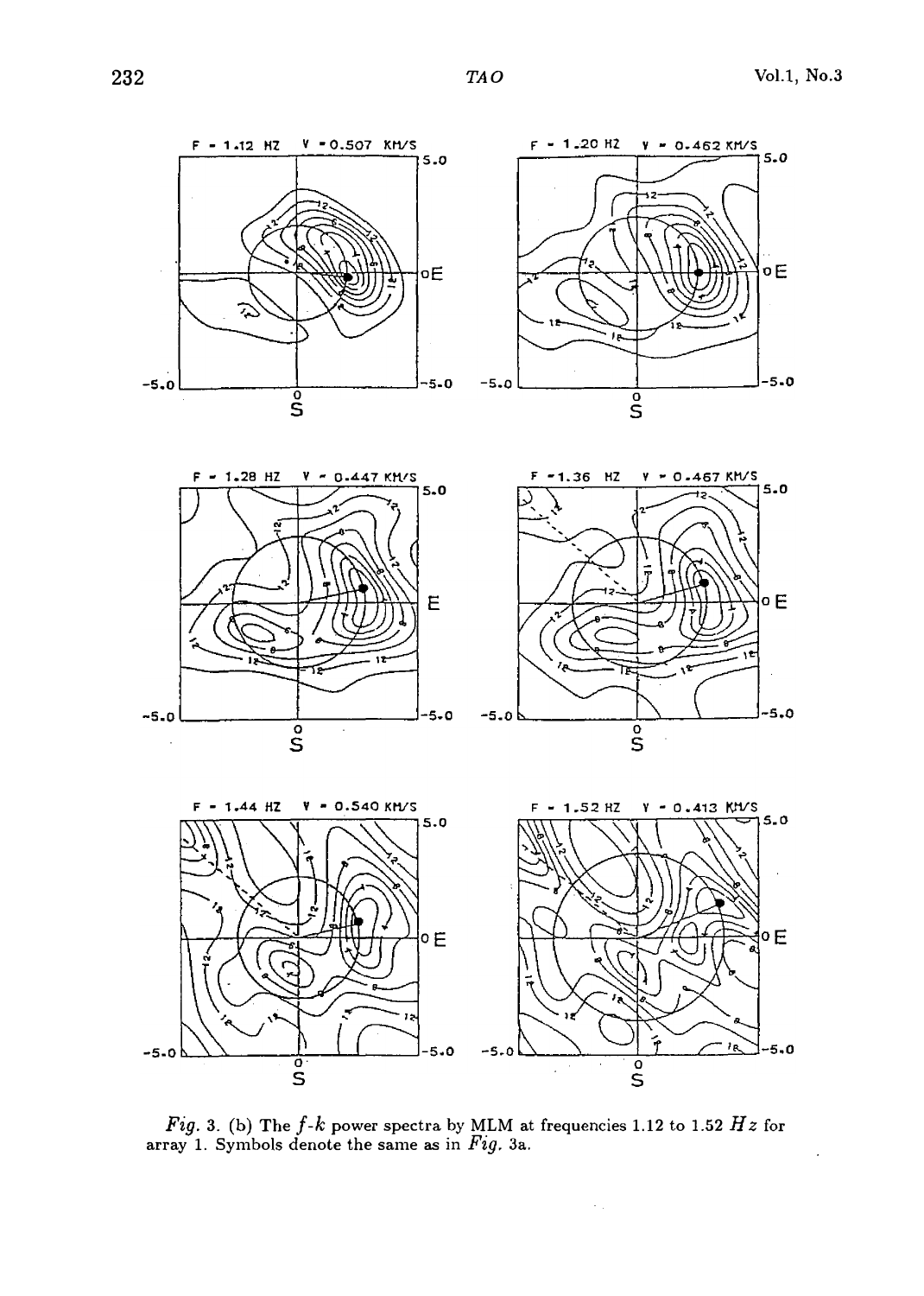*Fig. 3.* (b) The $f$-$k$ power spectra by MLM at frequencies 1.12 to 1.52 $Hz$ for array 1. Symbols denote the same as in *Fig. 3a*.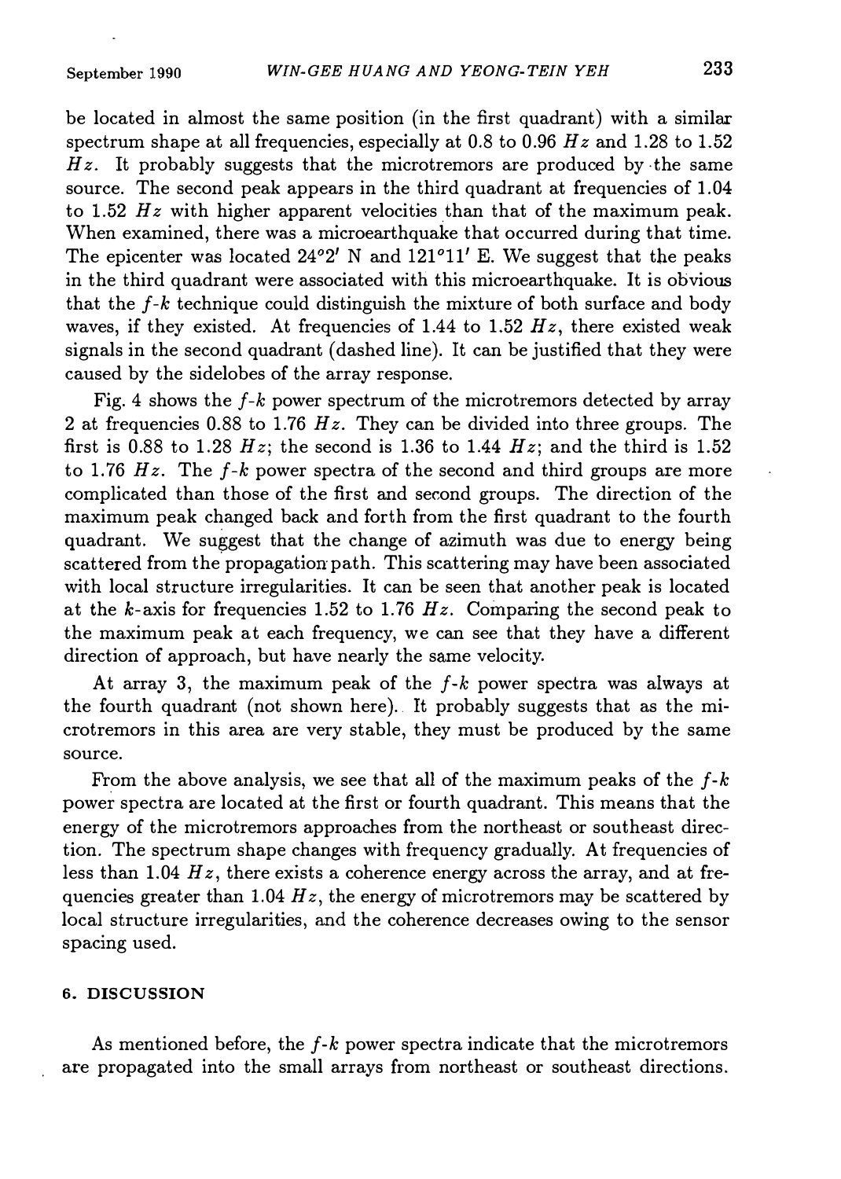be located in almost the same position (in the first quadrant) with a similar spectrum shape at all frequencies, especially at 0.8 to 0.96 $Hz$ and 1.28 to 1.52 $Hz$. It probably suggests that the microtremors are produced by the same source. The second peak appears in the third quadrant at frequencies of 1.04 to 1.52 $Hz$ with higher apparent velocities than that of the maximum peak. When examined, there was a microearthquake that occurred during that time. The epicenter was located 24°2′ N and 121°11′ E. We suggest that the peaks in the third quadrant were associated with this microearthquake. It is obvious that the $f$-$k$ technique could distinguish the mixture of both surface and body waves, if they existed. At frequencies of 1.44 to 1.52 $Hz$, there existed weak signals in the second quadrant (dashed line). It can be justified that they were caused by the sidelobes of the array response.

Fig. 4 shows the $f$-$k$ power spectrum of the microtremors detected by array 2 at frequencies 0.88 to 1.76 $Hz$. They can be divided into three groups. The first is 0.88 to 1.28 $Hz$; the second is 1.36 to 1.44 $Hz$; and the third is 1.52 to 1.76 $Hz$. The $f$-$k$ power spectra of the second and third groups are more complicated than those of the first and second groups. The direction of the maximum peak changed back and forth from the first quadrant to the fourth quadrant. We suggest that the change of azimuth was due to energy being scattered from the propagation path. This scattering may have been associated with local structure irregularities. It can be seen that another peak is located at the $k$-axis for frequencies 1.52 to 1.76 $Hz$. Comparing the second peak to the maximum peak at each frequency, we can see that they have a different direction of approach, but have nearly the same velocity.

At array 3, the maximum peak of the $f$-$k$ power spectra was always at the fourth quadrant (not shown here). It probably suggests that as the microtremors in this area are very stable, they must be produced by the same source.

From the above analysis, we see that all of the maximum peaks of the $f$-$k$ power spectra are located at the first or fourth quadrant. This means that the energy of the microtremors approaches from the northeast or southeast direction. The spectrum shape changes with frequency gradually. At frequencies of less than 1.04 $Hz$, there exists a coherence energy across the array, and at frequencies greater than 1.04 $Hz$, the energy of microtremors may be scattered by local structure irregularities, and the coherence decreases owing to the sensor spacing used.

## 6. DISCUSSION

As mentioned before, the $f$-$k$ power spectra indicate that the microtremors are propagated into the small arrays from northeast or southeast directions.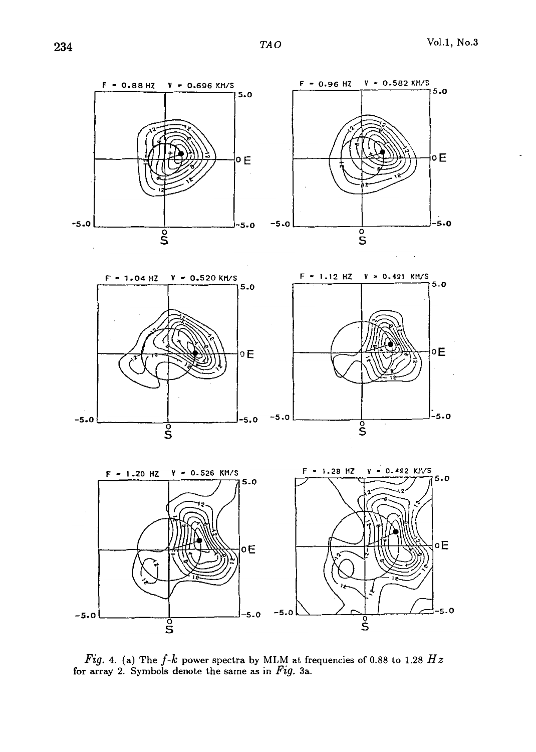*Fig.* 4. (a) The *f-k* power spectra by MLM at frequencies of 0.88 to 1.28 $Hz$ for array 2. Symbols denote the same as in *Fig.* 3a.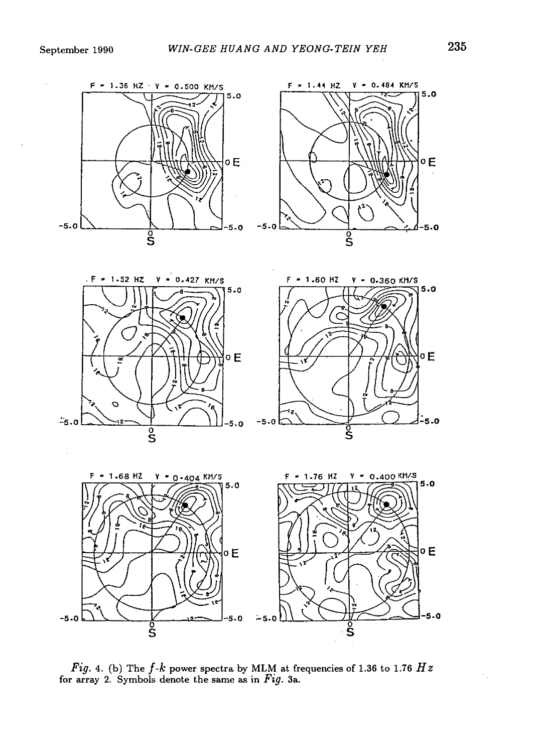*Fig.* 4. (b) The $f$-$k$ power spectra by MLM at frequencies of 1.36 to 1.76 $Hz$ for array 2. Symbols denote the same as in *Fig.* 3a.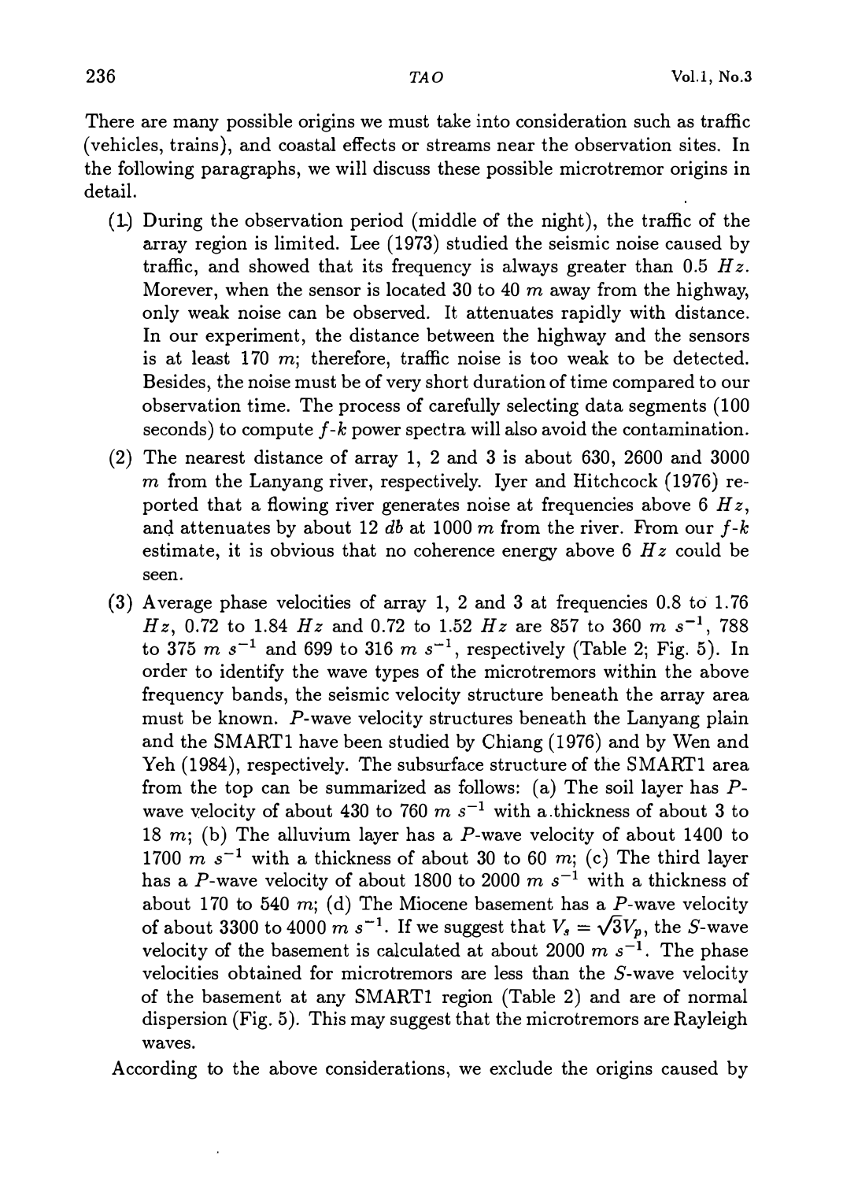There are many possible origins we must take into consideration such as traffic (vehicles, trains), and coastal effects or streams near the observation sites. In the following paragraphs, we will discuss these possible microtremor origins in detail.

(1) During the observation period (middle of the night), the traffic of the array region is limited. Lee (1973) studied the seismic noise caused by traffic, and showed that its frequency is always greater than 0.5 $Hz$. Morever, when the sensor is located 30 to 40 $m$ away from the highway, only weak noise can be observed. It attenuates rapidly with distance. In our experiment, the distance between the highway and the sensors is at least 170 $m$; therefore, traffic noise is too weak to be detected. Besides, the noise must be of very short duration of time compared to our observation time. The process of carefully selecting data segments (100 seconds) to compute $f$-$k$ power spectra will also avoid the contamination.

(2) The nearest distance of array 1, 2 and 3 is about 630, 2600 and 3000 $m$ from the Lanyang river, respectively. Iyer and Hitchcock (1976) reported that a flowing river generates noise at frequencies above 6 $Hz$, and attenuates by about 12 $db$ at 1000 $m$ from the river. From our $f$-$k$ estimate, it is obvious that no coherence energy above 6 $Hz$ could be seen.

(3) Average phase velocities of array 1, 2 and 3 at frequencies 0.8 to 1.76 $Hz$, 0.72 to 1.84 $Hz$ and 0.72 to 1.52 $Hz$ are 857 to 360 $m\ s^{-1}$, 788 to 375 $m\ s^{-1}$ and 699 to 316 $m\ s^{-1}$, respectively (Table 2; Fig. 5). In order to identify the wave types of the microtremors within the above frequency bands, the seismic velocity structure beneath the array area must be known. $P$-wave velocity structures beneath the Lanyang plain and the SMART1 have been studied by Chiang (1976) and by Wen and Yeh (1984), respectively. The subsurface structure of the SMART1 area from the top can be summarized as follows: (a) The soil layer has $P$-wave velocity of about 430 to 760 $m\ s^{-1}$ with a thickness of about 3 to 18 $m$; (b) The alluvium layer has a $P$-wave velocity of about 1400 to 1700 $m\ s^{-1}$ with a thickness of about 30 to 60 $m$; (c) The third layer has a $P$-wave velocity of about 1800 to 2000 $m\ s^{-1}$ with a thickness of about 170 to 540 $m$; (d) The Miocene basement has a $P$-wave velocity of about 3300 to 4000 $m\ s^{-1}$. If we suggest that $V_s = \sqrt{3}V_p$, the $S$-wave velocity of the basement is calculated at about 2000 $m\ s^{-1}$. The phase velocities obtained for microtremors are less than the $S$-wave velocity of the basement at any SMART1 region (Table 2) and are of normal dispersion (Fig. 5). This may suggest that the microtremors are Rayleigh waves.

According to the above considerations, we exclude the origins caused by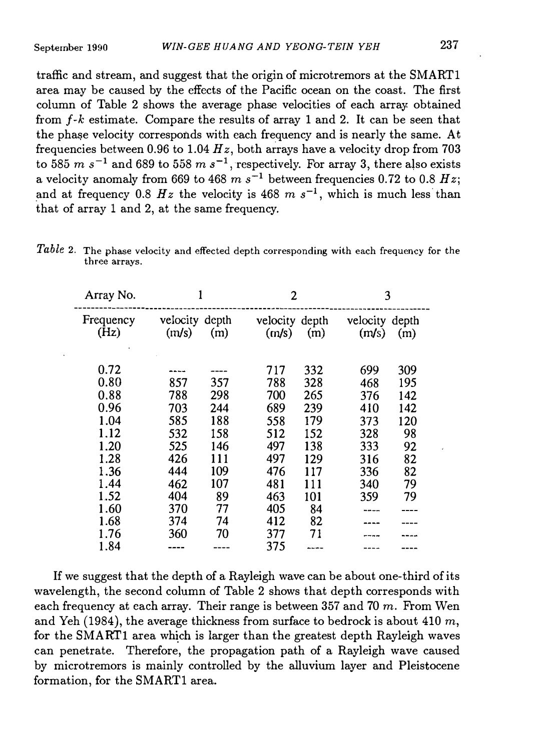traffic and stream, and suggest that the origin of microtremors at the SMART1 area may be caused by the effects of the Pacific ocean on the coast. The first column of Table 2 shows the average phase velocities of each array obtained from $f$-$k$ estimate. Compare the results of array 1 and 2. It can be seen that the phase velocity corresponds with each frequency and is nearly the same. At frequencies between 0.96 to 1.04 $Hz$, both arrays have a velocity drop from 703 to 585 $m\ s^{-1}$ and 689 to 558 $m\ s^{-1}$, respectively. For array 3, there also exists a velocity anomaly from 669 to 468 $m\ s^{-1}$ between frequencies 0.72 to 0.8 $Hz$; and at frequency 0.8 $Hz$ the velocity is 468 $m\ s^{-1}$, which is much less than that of array 1 and 2, at the same frequency.

*Table* 2. The phase velocity and effected depth corresponding with each frequency for the three arrays.

| Array No. | 1 | | 2 | | 3 | |
|---|---|---|---|---|---|---|
| Frequency (Hz) | velocity (m/s) | depth (m) | velocity (m/s) | depth (m) | velocity (m/s) | depth (m) |
| 0.72 | ---- | ---- | 717 | 332 | 699 | 309 |
| 0.80 | 857 | 357 | 788 | 328 | 468 | 195 |
| 0.88 | 788 | 298 | 700 | 265 | 376 | 142 |
| 0.96 | 703 | 244 | 689 | 239 | 410 | 142 |
| 1.04 | 585 | 188 | 558 | 179 | 373 | 120 |
| 1.12 | 532 | 158 | 512 | 152 | 328 | 98 |
| 1.20 | 525 | 146 | 497 | 138 | 333 | 92 |
| 1.28 | 426 | 111 | 497 | 129 | 316 | 82 |
| 1.36 | 444 | 109 | 476 | 117 | 336 | 82 |
| 1.44 | 462 | 107 | 481 | 111 | 340 | 79 |
| 1.52 | 404 | 89 | 463 | 101 | 359 | 79 |
| 1.60 | 370 | 77 | 405 | 84 | ---- | ---- |
| 1.68 | 374 | 74 | 412 | 82 | ---- | ---- |
| 1.76 | 360 | 70 | 377 | 71 | ---- | ---- |
| 1.84 | ---- | ---- | 375 | ---- | ---- | ---- |

If we suggest that the depth of a Rayleigh wave can be about one-third of its wavelength, the second column of Table 2 shows that depth corresponds with each frequency at each array. Their range is between 357 and 70 $m$. From Wen and Yeh (1984), the average thickness from surface to bedrock is about 410 $m$, for the SMART1 area which is larger than the greatest depth Rayleigh waves can penetrate. Therefore, the propagation path of a Rayleigh wave caused by microtremors is mainly controlled by the alluvium layer and Pleistocene formation, for the SMART1 area.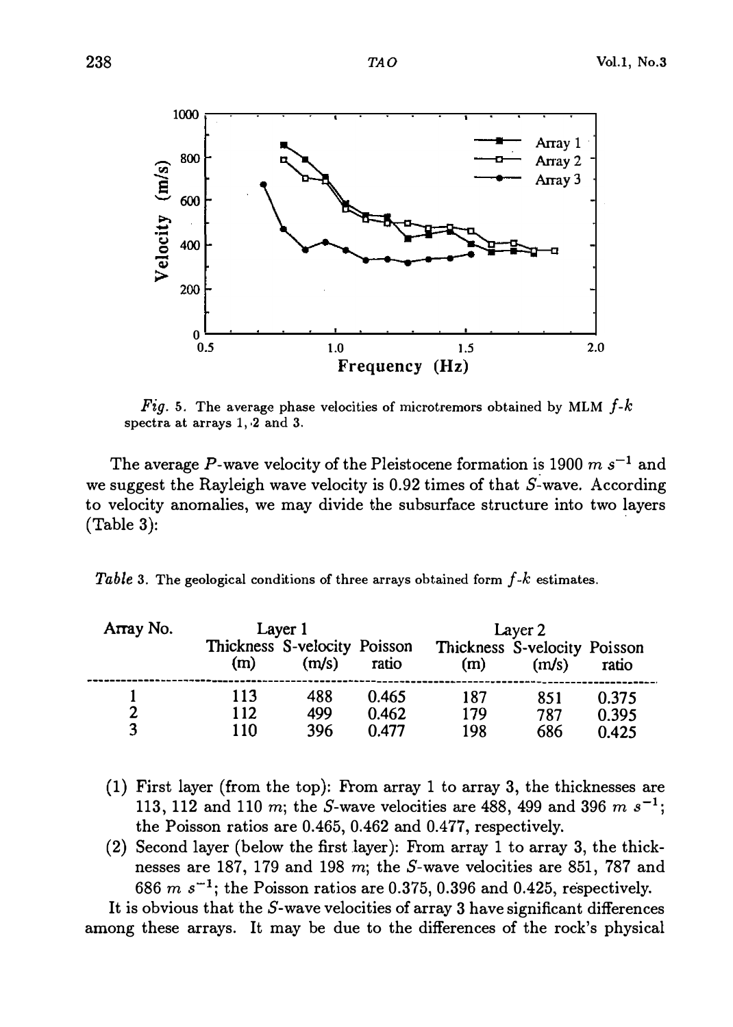*Fig. 5.* The average phase velocities of microtremors obtained by MLM $f$-$k$ spectra at arrays 1, 2 and 3.

The average $P$-wave velocity of the Pleistocene formation is 1900 $m\ s^{-1}$ and we suggest the Rayleigh wave velocity is 0.92 times of that $S$-wave. According to velocity anomalies, we may divide the subsurface structure into two layers (Table 3):

*Table 3.* The geological conditions of three arrays obtained form $f$-$k$ estimates.

| Array No. | Layer 1 | | | Layer 2 | | |
|---|---|---|---|---|---|---|
| | Thickness (m) | S-velocity (m/s) | Poisson ratio | Thickness (m) | S-velocity (m/s) | Poisson ratio |
| 1 | 113 | 488 | 0.465 | 187 | 851 | 0.375 |
| 2 | 112 | 499 | 0.462 | 179 | 787 | 0.395 |
| 3 | 110 | 396 | 0.477 | 198 | 686 | 0.425 |

(1) First layer (from the top): From array 1 to array 3, the thicknesses are 113, 112 and 110 $m$; the $S$-wave velocities are 488, 499 and 396 $m\ s^{-1}$; the Poisson ratios are 0.465, 0.462 and 0.477, respectively.

(2) Second layer (below the first layer): From array 1 to array 3, the thicknesses are 187, 179 and 198 $m$; the $S$-wave velocities are 851, 787 and 686 $m\ s^{-1}$; the Poisson ratios are 0.375, 0.396 and 0.425, respectively.

It is obvious that the $S$-wave velocities of array 3 have significant differences among these arrays. It may be due to the differences of the rock's physical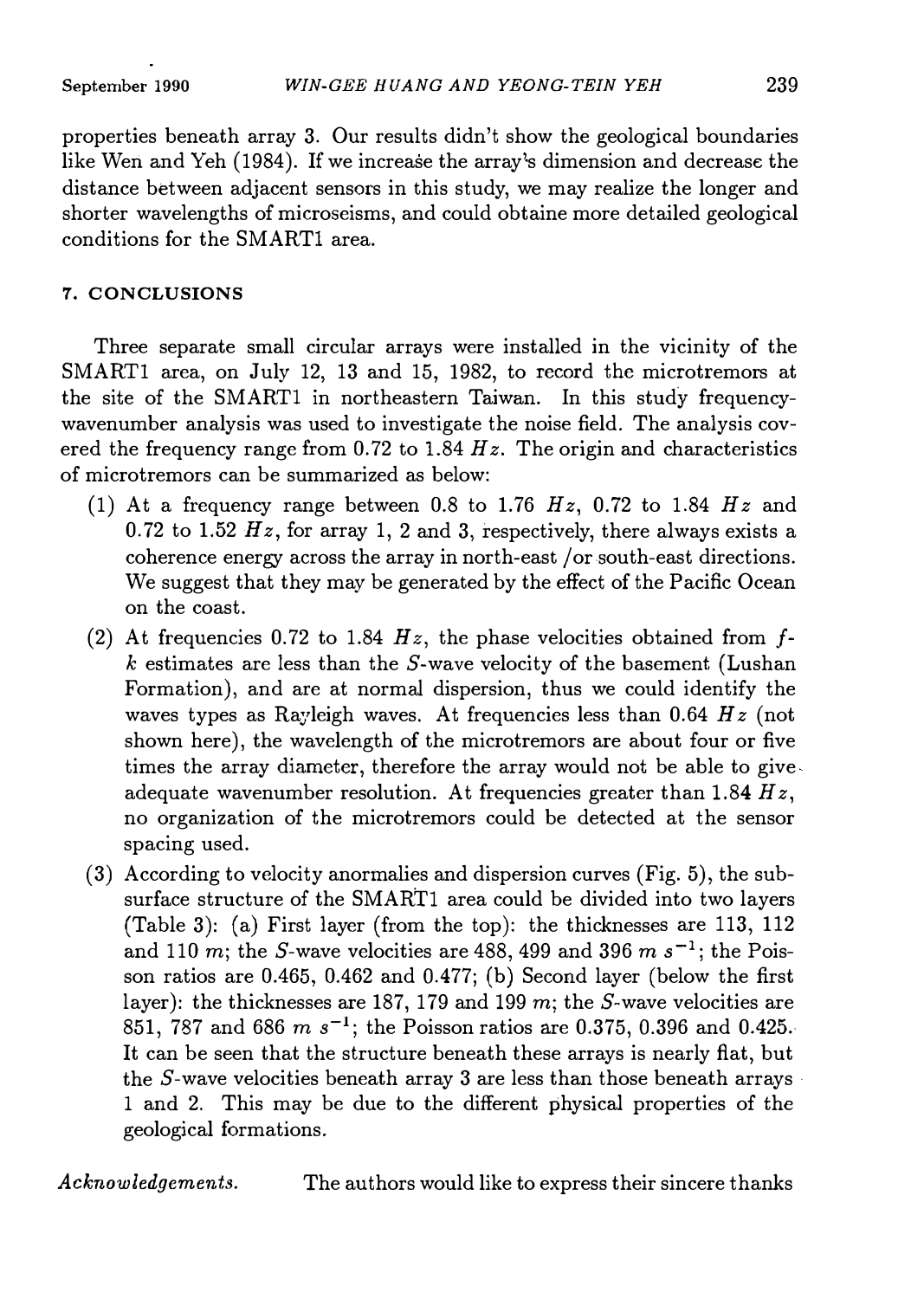properties beneath array 3. Our results didn't show the geological boundaries like Wen and Yeh (1984). If we increase the array's dimension and decrease the distance between adjacent sensors in this study, we may realize the longer and shorter wavelengths of microseisms, and could obtaine more detailed geological conditions for the SMART1 area.

## 7. CONCLUSIONS

Three separate small circular arrays were installed in the vicinity of the SMART1 area, on July 12, 13 and 15, 1982, to record the microtremors at the site of the SMART1 in northeastern Taiwan. In this study frequency-wavenumber analysis was used to investigate the noise field. The analysis covered the frequency range from 0.72 to 1.84 $Hz$. The origin and characteristics of microtremors can be summarized as below:

(1) At a frequency range between 0.8 to 1.76 $Hz$, 0.72 to 1.84 $Hz$ and 0.72 to 1.52 $Hz$, for array 1, 2 and 3, respectively, there always exists a coherence energy across the array in north-east /or south-east directions. We suggest that they may be generated by the effect of the Pacific Ocean on the coast.

(2) At frequencies 0.72 to 1.84 $Hz$, the phase velocities obtained from $f$-$k$ estimates are less than the $S$-wave velocity of the basement (Lushan Formation), and are at normal dispersion, thus we could identify the waves types as Rayleigh waves. At frequencies less than 0.64 $Hz$ (not shown here), the wavelength of the microtremors are about four or five times the array diameter, therefore the array would not be able to give adequate wavenumber resolution. At frequencies greater than 1.84 $Hz$, no organization of the microtremors could be detected at the sensor spacing used.

(3) According to velocity anormalies and dispersion curves (Fig. 5), the subsurface structure of the SMART1 area could be divided into two layers (Table 3): (a) First layer (from the top): the thicknesses are 113, 112 and 110 $m$; the $S$-wave velocities are 488, 499 and 396 $m\ s^{-1}$; the Poisson ratios are 0.465, 0.462 and 0.477; (b) Second layer (below the first layer): the thicknesses are 187, 179 and 199 $m$; the $S$-wave velocities are 851, 787 and 686 $m\ s^{-1}$; the Poisson ratios are 0.375, 0.396 and 0.425. It can be seen that the structure beneath these arrays is nearly flat, but the $S$-wave velocities beneath array 3 are less than those beneath arrays 1 and 2. This may be due to the different physical properties of the geological formations.

*Acknowledgements.* The authors would like to express their sincere thanks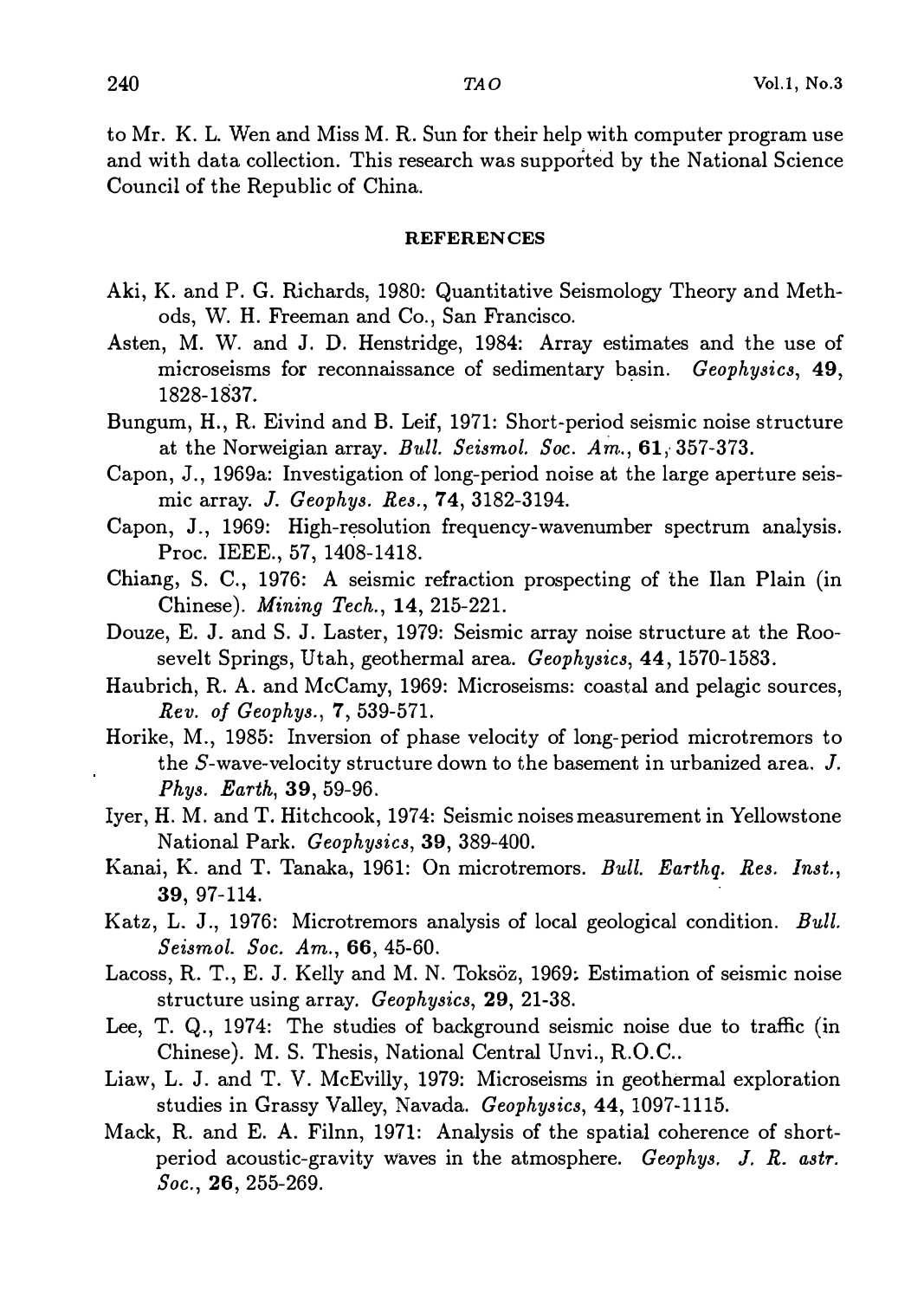to Mr. K. L. Wen and Miss M. R. Sun for their help with computer program use and with data collection. This research was supported by the National Science Council of the Republic of China.

## REFERENCES

Aki, K. and P. G. Richards, 1980: Quantitative Seismology Theory and Methods, W. H. Freeman and Co., San Francisco.

Asten, M. W. and J. D. Henstridge, 1984: Array estimates and the use of microseisms for reconnaissance of sedimentary basin. *Geophysics*, **49**, 1828-1837.

Bungum, H., R. Eivind and B. Leif, 1971: Short-period seismic noise structure at the Norweigian array. *Bull. Seismol. Soc. Am.*, **61**, 357-373.

Capon, J., 1969a: Investigation of long-period noise at the large aperture seismic array. *J. Geophys. Res.*, **74**, 3182-3194.

Capon, J., 1969: High-resolution frequency-wavenumber spectrum analysis. Proc. IEEE., 57, 1408-1418.

Chiang, S. C., 1976: A seismic refraction prospecting of the Ilan Plain (in Chinese). *Mining Tech.*, **14**, 215-221.

Douze, E. J. and S. J. Laster, 1979: Seismic array noise structure at the Roosevelt Springs, Utah, geothermal area. *Geophysics*, **44**, 1570-1583.

Haubrich, R. A. and McCamy, 1969: Microseisms: coastal and pelagic sources, *Rev. of Geophys.*, **7**, 539-571.

Horike, M., 1985: Inversion of phase velocity of long-period microtremors to the *S*-wave-velocity structure down to the basement in urbanized area. *J. Phys. Earth*, **39**, 59-96.

Iyer, H. M. and T. Hitchcook, 1974: Seismic noises measurement in Yellowstone National Park. *Geophysics*, **39**, 389-400.

Kanai, K. and T. Tanaka, 1961: On microtremors. *Bull. Earthq. Res. Inst.*, **39**, 97-114.

Katz, L. J., 1976: Microtremors analysis of local geological condition. *Bull. Seismol. Soc. Am.*, **66**, 45-60.

Lacoss, R. T., E. J. Kelly and M. N. Toksöz, 1969: Estimation of seismic noise structure using array. *Geophysics*, **29**, 21-38.

Lee, T. Q., 1974: The studies of background seismic noise due to traffic (in Chinese). M. S. Thesis, National Central Unvi., R.O.C..

Liaw, L. J. and T. V. McEvilly, 1979: Microseisms in geothermal exploration studies in Grassy Valley, Navada. *Geophysics*, **44**, 1097-1115.

Mack, R. and E. A. Filnn, 1971: Analysis of the spatial coherence of short-period acoustic-gravity waves in the atmosphere. *Geophys. J. R. astr. Soc.*, **26**, 255-269.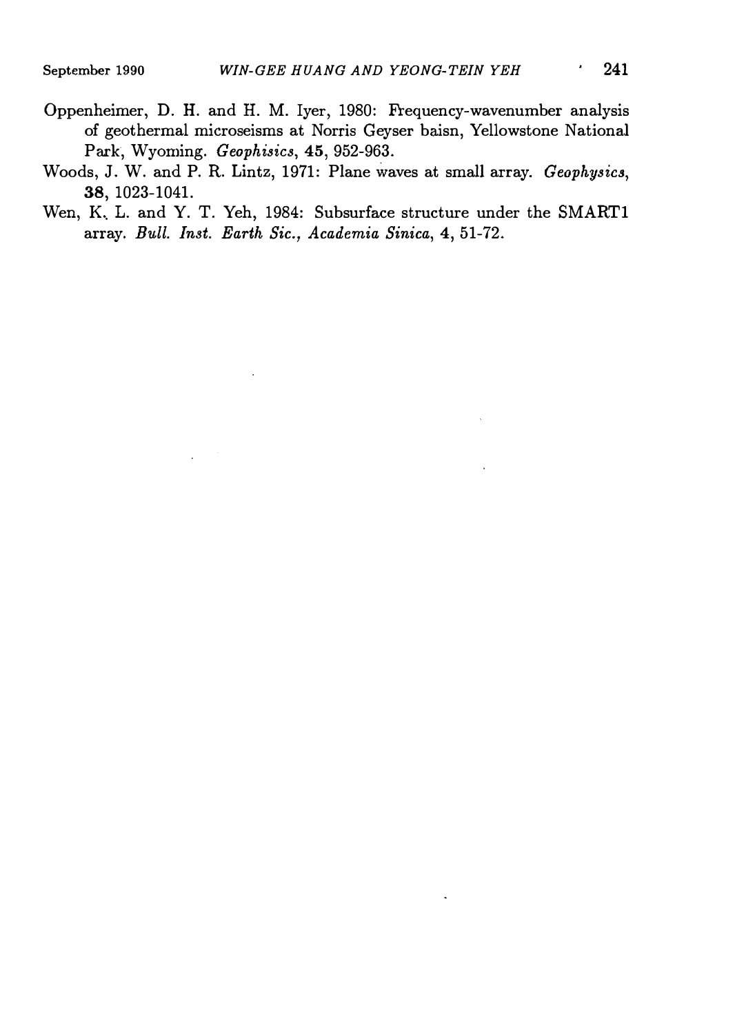Oppenheimer, D. H. and H. M. Iyer, 1980: Frequency-wavenumber analysis of geothermal microseisms at Norris Geyser baisn, Yellowstone National Park, Wyoming. *Geophisics*, **45**, 952-963.

Woods, J. W. and P. R. Lintz, 1971: Plane waves at small array. *Geophysics*, **38**, 1023-1041.

Wen, K. L. and Y. T. Yeh, 1984: Subsurface structure under the SMART1 array. *Bull. Inst. Earth Sic., Academia Sinica*, **4**, 51-72.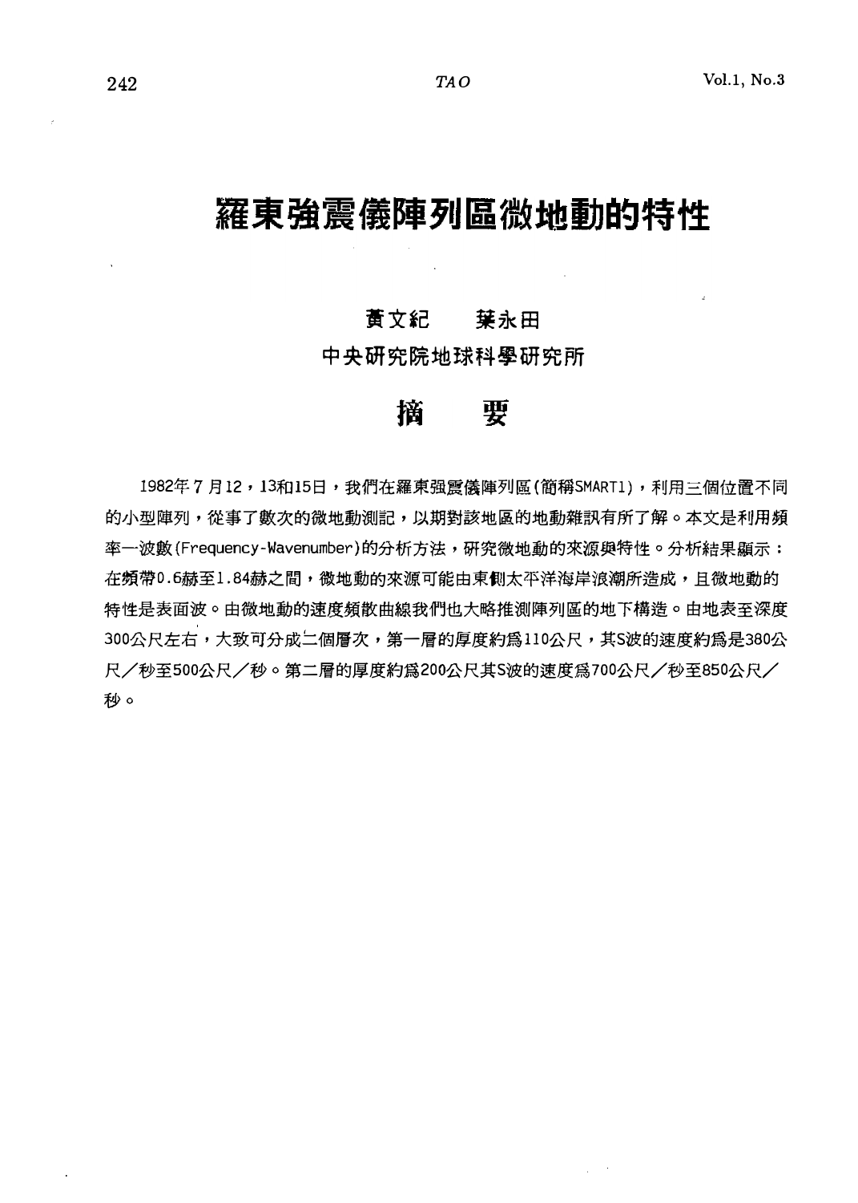# 羅東強震儀陣列區微地動的特性

黃文紀　　葉永田

中央研究院地球科學研究所

## 摘　　要

1982年7月12，13和15日，我們在羅東強震儀陣列區(簡稱SMART1)，利用三個位置不同的小型陣列，從事了數次的微地動測記，以期對該地區的地動雜訊有所了解。本文是利用頻率一波數(Frequency-Wavenumber)的分析方法，研究微地動的來源與特性。分析結果顯示：在頻帶0.6赫至1.84赫之間，微地動的來源可能由東側太平洋海岸浪潮所造成，且微地動的特性是表面波。由微地動的速度頻散曲線我們也大略推測陣列區的地下構造。由地表至深度300公尺左右，大致可分成二個層次，第一層的厚度約爲110公尺，其S波的速度約爲是380公尺／秒至500公尺／秒。第二層的厚度約爲200公尺其S波的速度爲700公尺／秒至850公尺／秒。